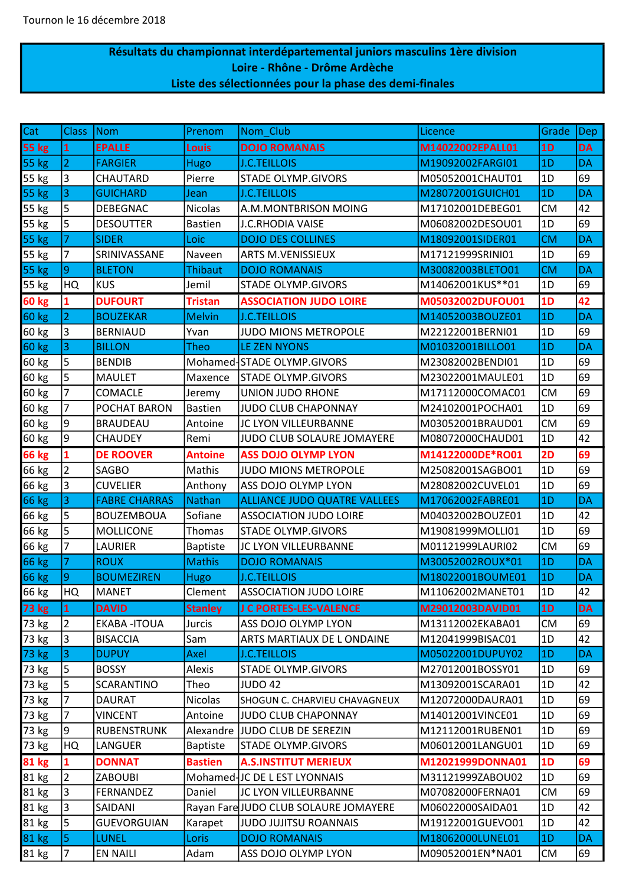Tournon le 16 décembre 2018

## Résultats du championnat interdépartemental juniors masculins 1ère division
## Loire - Rhône - Drôme Ardèche
## Liste des sélectionnées pour la phase des demi-finales

| Cat | Class | Nom | Prenom | Nom_Club | Licence | Grade | Dep |
|---|---|---|---|---|---|---|---|
| 55 kg | 1 | EPALLE | Louis | DOJO ROMANAIS | M14022002EPALL01 | 1D | DA |
| 55 kg | 2 | FARGIER | Hugo | J.C.TEILLOIS | M19092002FARGI01 | 1D | DA |
| 55 kg | 3 | CHAUTARD | Pierre | STADE OLYMP.GIVORS | M05052001CHAUT01 | 1D | 69 |
| 55 kg | 3 | GUICHARD | Jean | J.C.TEILLOIS | M28072001GUICH01 | 1D | DA |
| 55 kg | 5 | DEBEGNAC | Nicolas | A.M.MONTBRISON MOING | M17102001DEBEG01 | CM | 42 |
| 55 kg | 5 | DESOUTTER | Bastien | J.C.RHODIA VAISE | M06082002DESOU01 | 1D | 69 |
| 55 kg | 7 | SIDER | Loic | DOJO DES COLLINES | M18092001SIDER01 | CM | DA |
| 55 kg | 7 | SRINIVASSANE | Naveen | ARTS M.VENISSIEUX | M17121999SRINI01 | 1D | 69 |
| 55 kg | 9 | BLETON | Thibaut | DOJO ROMANAIS | M30082003BLETO01 | CM | DA |
| 55 kg | HQ | KUS | Jemil | STADE OLYMP.GIVORS | M14062001KUS**01 | 1D | 69 |
| 60 kg | 1 | DUFOURT | Tristan | ASSOCIATION JUDO LOIRE | M05032002DUFOU01 | 1D | 42 |
| 60 kg | 2 | BOUZEKAR | Melvin | J.C.TEILLOIS | M14052003BOUZE01 | 1D | DA |
| 60 kg | 3 | BERNIAUD | Yvan | JUDO MIONS METROPOLE | M22122001BERNI01 | 1D | 69 |
| 60 kg | 3 | BILLON | Theo | LE ZEN NYONS | M01032001BILLO01 | 1D | DA |
| 60 kg | 5 | BENDIB | Mohamed- | STADE OLYMP.GIVORS | M23082002BENDI01 | 1D | 69 |
| 60 kg | 5 | MAULET | Maxence | STADE OLYMP.GIVORS | M23022001MAULE01 | 1D | 69 |
| 60 kg | 7 | COMACLE | Jeremy | UNION JUDO RHONE | M17112000COMAC01 | CM | 69 |
| 60 kg | 7 | POCHAT BARON | Bastien | JUDO CLUB CHAPONNAY | M24102001POCHA01 | 1D | 69 |
| 60 kg | 9 | BRAUDEAU | Antoine | JC LYON VILLEURBANNE | M03052001BRAUD01 | CM | 69 |
| 60 kg | 9 | CHAUDEY | Remi | JUDO CLUB SOLAURE JOMAYERE | M08072000CHAUD01 | 1D | 42 |
| 66 kg | 1 | DE ROOVER | Antoine | ASS DOJO OLYMP LYON | M14122000DE*RO01 | 2D | 69 |
| 66 kg | 2 | SAGBO | Mathis | JUDO MIONS METROPOLE | M25082001SAGBO01 | 1D | 69 |
| 66 kg | 3 | CUVELIER | Anthony | ASS DOJO OLYMP LYON | M28082002CUVEL01 | 1D | 69 |
| 66 kg | 3 | FABRE CHARRAS | Nathan | ALLIANCE JUDO QUATRE VALLEES | M17062002FABRE01 | 1D | DA |
| 66 kg | 5 | BOUZEMBOUA | Sofiane | ASSOCIATION JUDO LOIRE | M04032002BOUZE01 | 1D | 42 |
| 66 kg | 5 | MOLLICONE | Thomas | STADE OLYMP.GIVORS | M19081999MOLLI01 | 1D | 69 |
| 66 kg | 7 | LAURIER | Baptiste | JC LYON VILLEURBANNE | M01121999LAURI02 | CM | 69 |
| 66 kg | 7 | ROUX | Mathis | DOJO ROMANAIS | M30052002ROUX*01 | 1D | DA |
| 66 kg | 9 | BOUMEZIREN | Hugo | J.C.TEILLOIS | M18022001BOUME01 | 1D | DA |
| 66 kg | HQ | MANET | Clement | ASSOCIATION JUDO LOIRE | M11062002MANET01 | 1D | 42 |
| 73 kg | 1 | DAVID | Stanley | J C PORTES-LES-VALENCE | M29012003DAVID01 | 1D | DA |
| 73 kg | 2 | EKABA -ITOUA | Jurcis | ASS DOJO OLYMP LYON | M13112002EKABA01 | CM | 69 |
| 73 kg | 3 | BISACCIA | Sam | ARTS MARTIAUX DE L ONDAINE | M12041999BISAC01 | 1D | 42 |
| 73 kg | 3 | DUPUY | Axel | J.C.TEILLOIS | M05022001DUPUY02 | 1D | DA |
| 73 kg | 5 | BOSSY | Alexis | STADE OLYMP.GIVORS | M27012001BOSSY01 | 1D | 69 |
| 73 kg | 5 | SCARANTINO | Theo | JUDO 42 | M13092001SCARA01 | 1D | 42 |
| 73 kg | 7 | DAURAT | Nicolas | SHOGUN C. CHARVIEU CHAVAGNEUX | M12072000DAURA01 | 1D | 69 |
| 73 kg | 7 | VINCENT | Antoine | JUDO CLUB CHAPONNAY | M14012001VINCE01 | 1D | 69 |
| 73 kg | 9 | RUBENSTRUNK | Alexandre | JUDO CLUB DE SEREZIN | M12112001RUBEN01 | 1D | 69 |
| 73 kg | HQ | LANGUER | Baptiste | STADE OLYMP.GIVORS | M06012001LANGU01 | 1D | 69 |
| 81 kg | 1 | DONNAT | Bastien | A.S.INSTITUT MERIEUX | M12021999DONNA01 | 1D | 69 |
| 81 kg | 2 | ZABOUBI | Mohamed- | JC DE L EST LYONNAIS | M31121999ZABOU02 | 1D | 69 |
| 81 kg | 3 | FERNANDEZ | Daniel | JC LYON VILLEURBANNE | M07082000FERNA01 | CM | 69 |
| 81 kg | 3 | SAIDANI | Rayan Fare | JUDO CLUB SOLAURE JOMAYERE | M06022000SAIDA01 | 1D | 42 |
| 81 kg | 5 | GUEVORGUIAN | Karapet | JUDO JUJITSU ROANNAIS | M19122001GUEVO01 | 1D | 42 |
| 81 kg | 5 | LUNEL | Loris | DOJO ROMANAIS | M18062000LUNEL01 | 1D | DA |
| 81 kg | 7 | EN NAILI | Adam | ASS DOJO OLYMP LYON | M09052001EN*NA01 | CM | 69 |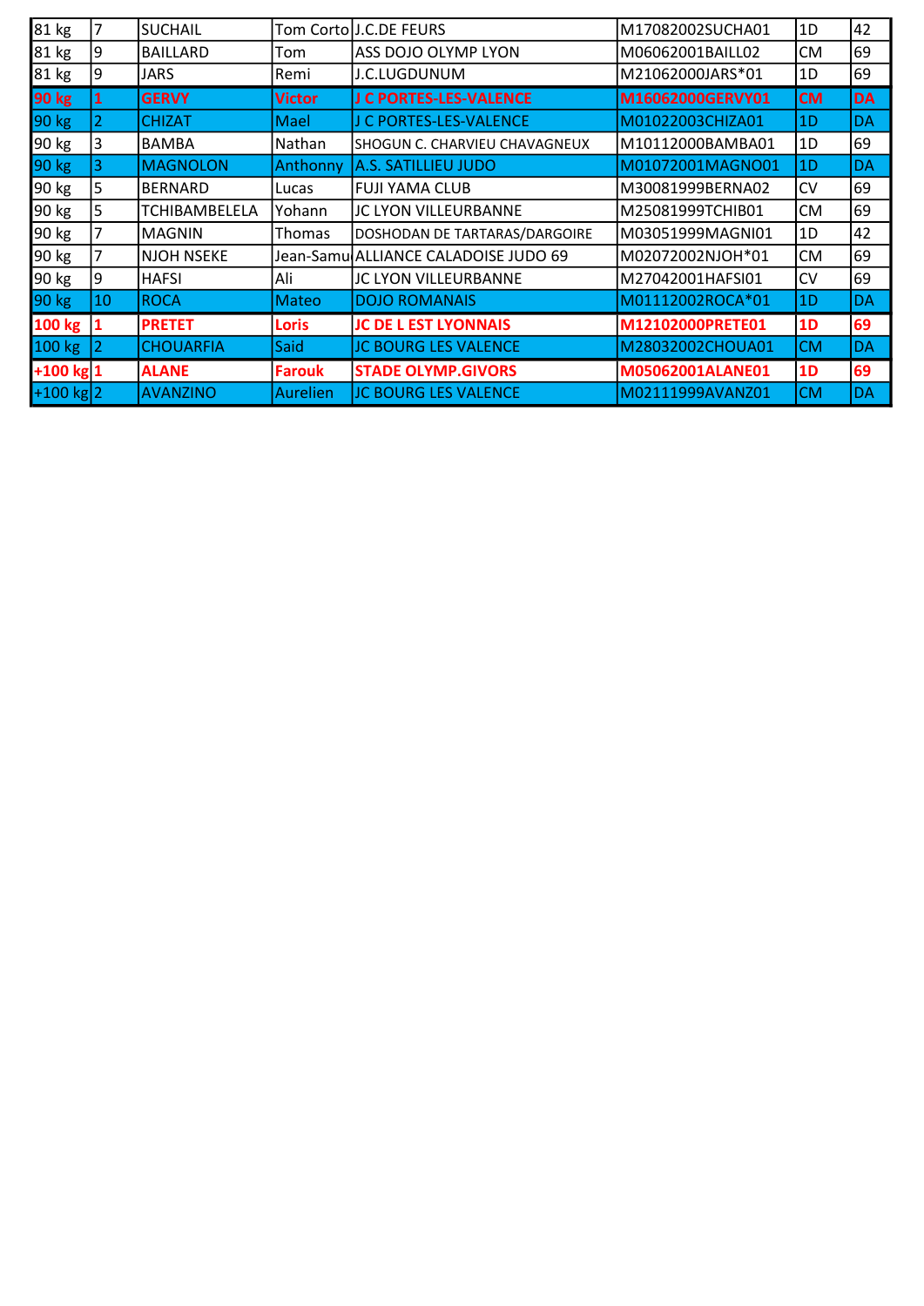| | | | | | | | |
|---|---|---|---|---|---|---|---|
| 81 kg | 7 | SUCHAIL | Tom Corto | J.C.DE FEURS | M17082002SUCHA01 | 1D | 42 |
| 81 kg | 9 | BAILLARD | Tom | ASS DOJO OLYMP LYON | M06062001BAILL02 | CM | 69 |
| 81 kg | 9 | JARS | Remi | J.C.LUGDUNUM | M21062000JARS*01 | 1D | 69 |
| **90 kg** | **1** | **GERVY** | **Victor** | **J C PORTES-LES-VALENCE** | **M16062000GERVY01** | **CM** | **DA** |
| 90 kg | 2 | CHIZAT | Mael | J C PORTES-LES-VALENCE | M01022003CHIZA01 | 1D | DA |
| 90 kg | 3 | BAMBA | Nathan | SHOGUN C. CHARVIEU CHAVAGNEUX | M10112000BAMBA01 | 1D | 69 |
| 90 kg | 3 | MAGNOLON | Anthonny | A.S. SATILLIEU JUDO | M01072001MAGNO01 | 1D | DA |
| 90 kg | 5 | BERNARD | Lucas | FUJI YAMA CLUB | M30081999BERNA02 | CV | 69 |
| 90 kg | 5 | TCHIBAMBELELA | Yohann | JC LYON VILLEURBANNE | M25081999TCHIB01 | CM | 69 |
| 90 kg | 7 | MAGNIN | Thomas | DOSHODAN DE TARTARAS/DARGOIRE | M03051999MAGNI01 | 1D | 42 |
| 90 kg | 7 | NJOH NSEKE | Jean-Samu | ALLIANCE CALADOISE JUDO 69 | M02072002NJOH*01 | CM | 69 |
| 90 kg | 9 | HAFSI | Ali | JC LYON VILLEURBANNE | M27042001HAFSI01 | CV | 69 |
| 90 kg | 10 | ROCA | Mateo | DOJO ROMANAIS | M01112002ROCA*01 | 1D | DA |
| **100 kg** | **1** | **PRETET** | **Loris** | **JC DE L EST LYONNAIS** | **M12102000PRETE01** | **1D** | **69** |
| 100 kg | 2 | CHOUARFIA | Said | JC BOURG LES VALENCE | M28032002CHOUA01 | CM | DA |
| **+100 kg** | **1** | **ALANE** | **Farouk** | **STADE OLYMP.GIVORS** | **M05062001ALANE01** | **1D** | **69** |
| +100 kg | 2 | AVANZINO | Aurelien | JC BOURG LES VALENCE | M02111999AVANZ01 | CM | DA |